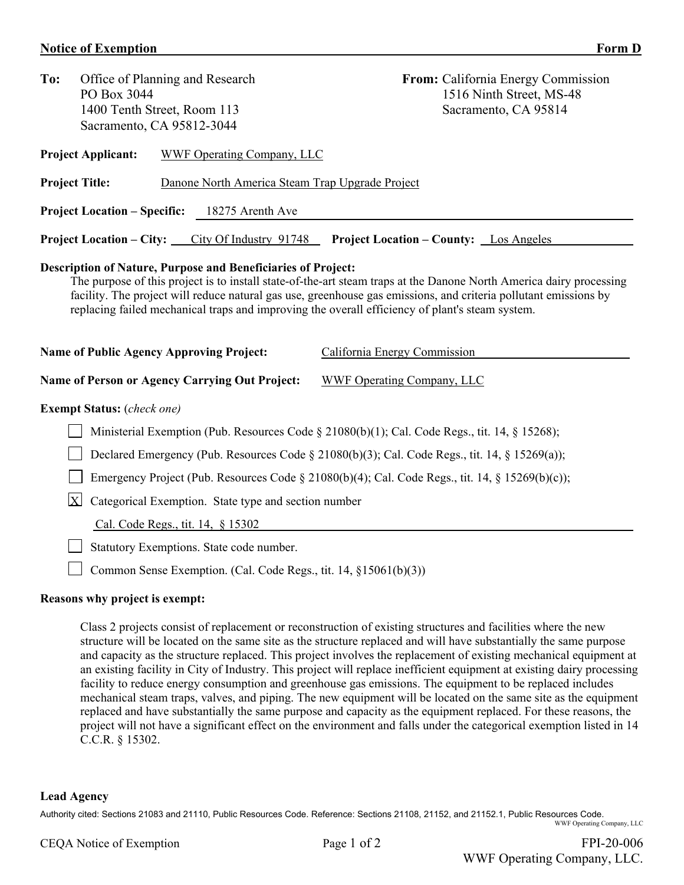## Notice of Exemption — Form D

**To:** Office of Planning and Research
PO Box 3044
1400 Tenth Street, Room 113
Sacramento, CA 95812-3044

**From:** California Energy Commission
1516 Ninth Street, MS-48
Sacramento, CA 95814

**Project Applicant:** WWF Operating Company, LLC

**Project Title:** Danone North America Steam Trap Upgrade Project

**Project Location – Specific:** 18275 Arenth Ave

**Project Location – City:** City Of Industry 91748 **Project Location – County:** Los Angeles

**Description of Nature, Purpose and Beneficiaries of Project:**

The purpose of this project is to install state-of-the-art steam traps at the Danone North America dairy processing facility. The project will reduce natural gas use, greenhouse gas emissions, and criteria pollutant emissions by replacing failed mechanical traps and improving the overall efficiency of plant's steam system.

**Name of Public Agency Approving Project:** California Energy Commission

**Name of Person or Agency Carrying Out Project:** WWF Operating Company, LLC

**Exempt Status:** (*check one*)

- [ ] Ministerial Exemption (Pub. Resources Code § 21080(b)(1); Cal. Code Regs., tit. 14, § 15268);
- [ ] Declared Emergency (Pub. Resources Code § 21080(b)(3); Cal. Code Regs., tit. 14, § 15269(a));
- [ ] Emergency Project (Pub. Resources Code § 21080(b)(4); Cal. Code Regs., tit. 14, § 15269(b)(c));
- [X] Categorical Exemption. State type and section number
  Cal. Code Regs., tit. 14, § 15302
- [ ] Statutory Exemptions. State code number.
- [ ] Common Sense Exemption. (Cal. Code Regs., tit. 14, §15061(b)(3))

**Reasons why project is exempt:**

Class 2 projects consist of replacement or reconstruction of existing structures and facilities where the new structure will be located on the same site as the structure replaced and will have substantially the same purpose and capacity as the structure replaced. This project involves the replacement of existing mechanical equipment at an existing facility in City of Industry. This project will replace inefficient equipment at existing dairy processing facility to reduce energy consumption and greenhouse gas emissions. The equipment to be replaced includes mechanical steam traps, valves, and piping. The new equipment will be located on the same site as the equipment replaced and have substantially the same purpose and capacity as the equipment replaced. For these reasons, the project will not have a significant effect on the environment and falls under the categorical exemption listed in 14 C.C.R. § 15302.

**Lead Agency**

Authority cited: Sections 21083 and 21110, Public Resources Code. Reference: Sections 21108, 21152, and 21152.1, Public Resources Code.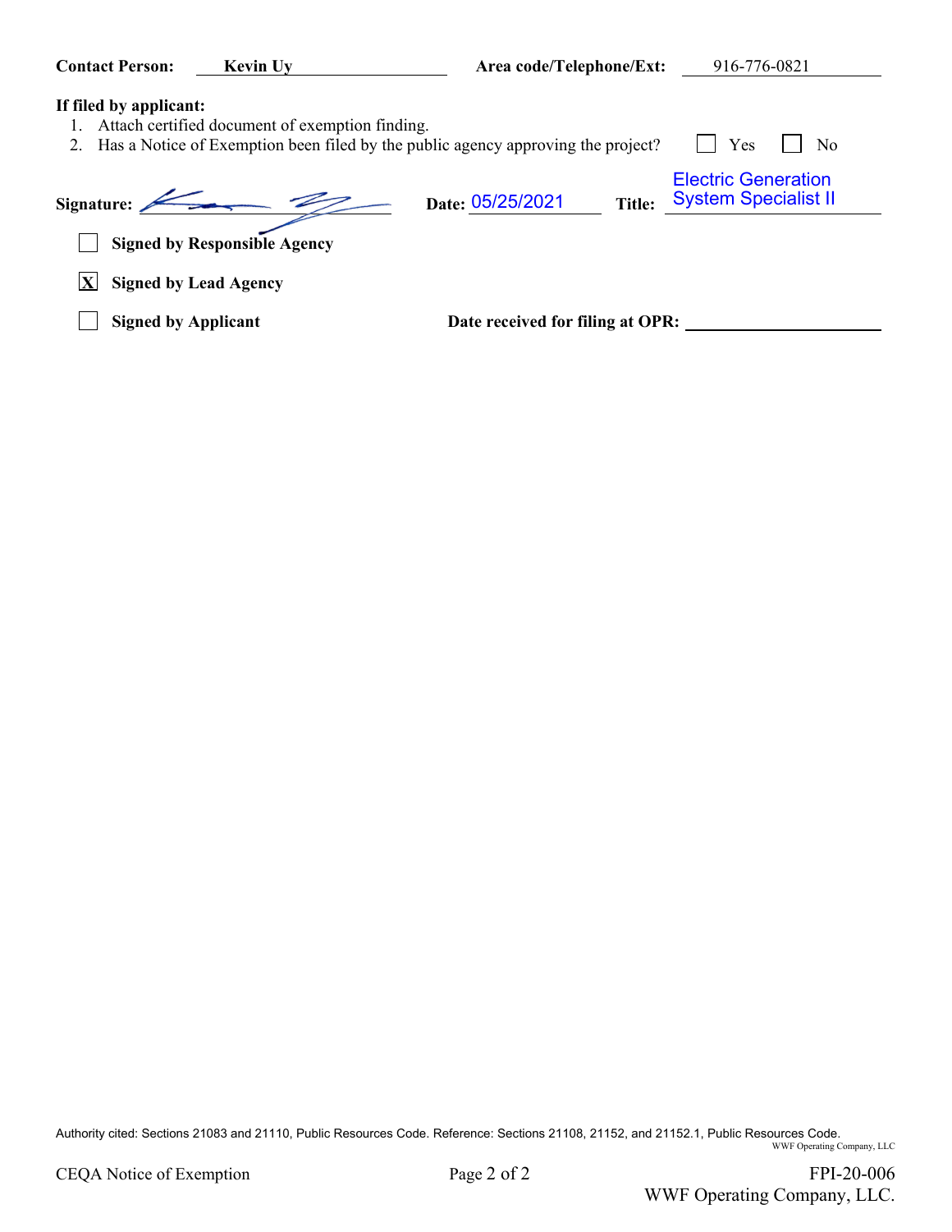**Contact Person:** Kevin Uy **Area code/Telephone/Ext:** 916-776-0821

**If filed by applicant:**

1. Attach certified document of exemption finding.
2. Has a Notice of Exemption been filed by the public agency approving the project? ☐ Yes ☐ No

**Signature:** ______________ **Date:** 05/25/2021 **Title:** Electric Generation System Specialist II

☐ **Signed by Responsible Agency**

☒ **Signed by Lead Agency**

☐ **Signed by Applicant** **Date received for filing at OPR:** ______________

Authority cited: Sections 21083 and 21110, Public Resources Code. Reference: Sections 21108, 21152, and 21152.1, Public Resources Code.

CEQA Notice of Exemption

FPI-20-006
WWF Operating Company, LLC.